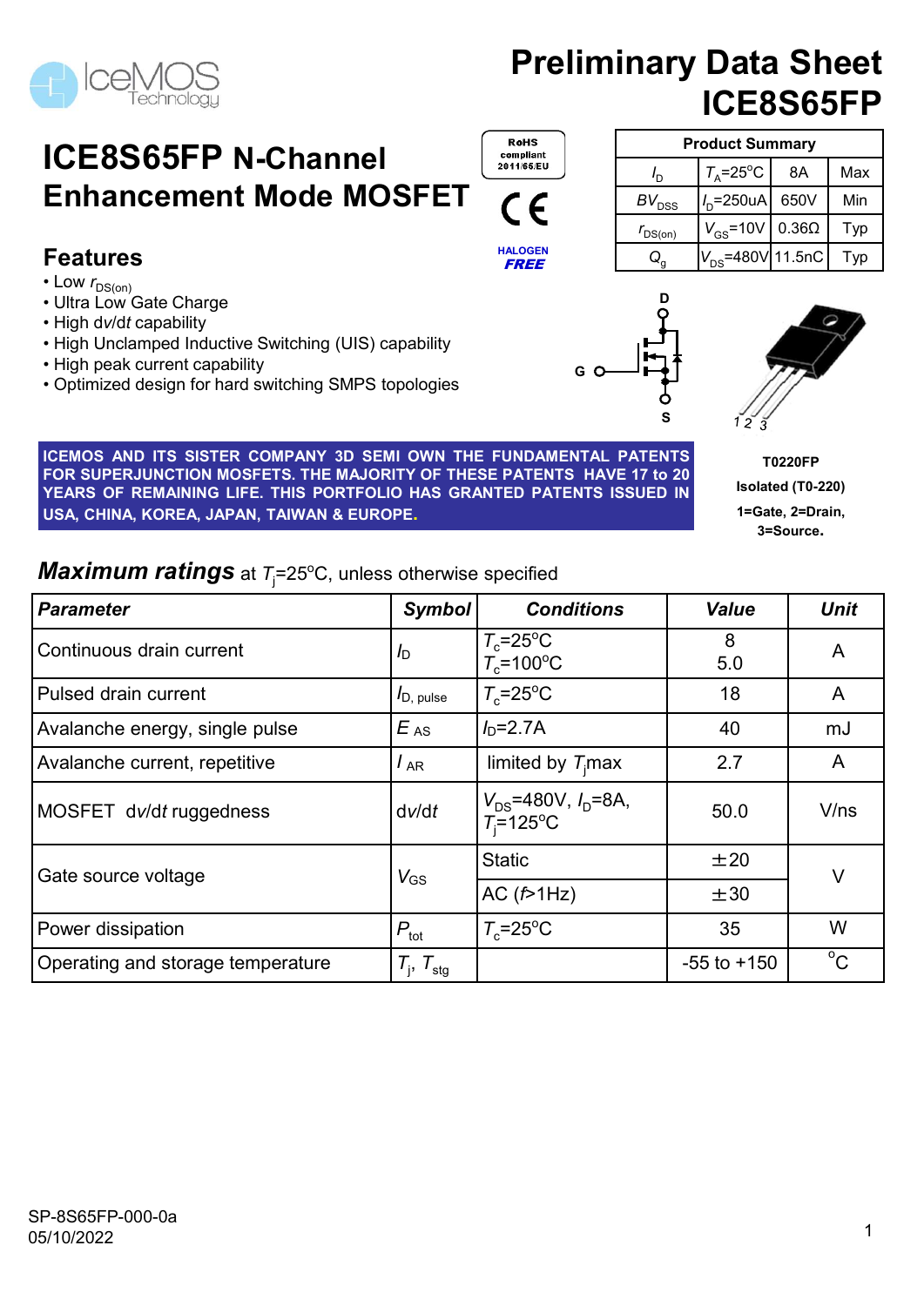# Preliminary Data Sheet
# ICE8S65FP

## ICE8S65FP N-Channel Enhancement Mode MOSFET

RoHS compliant 2011/65/EU

HALOGEN FREE

| Product Summary | | | |
|---|---|---|---|
| $I_D$ | $T_A$=25°C | 8A | Max |
| $BV_{DSS}$ | $I_D$=250uA | 650V | Min |
| $r_{DS(on)}$ | $V_{GS}$=10V | 0.36Ω | Typ |
| $Q_g$ | $V_{DS}$=480V | 11.5nC | Typ |

## Features

- Low $r_{DS(on)}$
- Ultra Low Gate Charge
- High d*v*/d*t* capability
- High Unclamped Inductive Switching (UIS) capability
- High peak current capability
- Optimized design for hard switching SMPS topologies

**ICEMOS AND ITS SISTER COMPANY 3D SEMI OWN THE FUNDAMENTAL PATENTS FOR SUPERJUNCTION MOSFETS. THE MAJORITY OF THESE PATENTS HAVE 17 to 20 YEARS OF REMAINING LIFE. THIS PORTFOLIO HAS GRANTED PATENTS ISSUED IN USA, CHINA, KOREA, JAPAN, TAIWAN & EUROPE.**

**T0220FP**
**Isolated (T0-220)**
**1=Gate, 2=Drain, 3=Source.**

## *Maximum ratings* at $T_j$=25°C, unless otherwise specified

| *Parameter* | *Symbol* | *Conditions* | *Value* | *Unit* |
|---|---|---|---|---|
| Continuous drain current | $I_D$ | $T_c$=25°C<br>$T_c$=100°C | 8<br>5.0 | A |
| Pulsed drain current | $I_{D,\ pulse}$ | $T_c$=25°C | 18 | A |
| Avalanche energy, single pulse | $E_{AS}$ | $I_D$=2.7A | 40 | mJ |
| Avalanche current, repetitive | $I_{AR}$ | limited by $T_j$max | 2.7 | A |
| MOSFET d*v*/d*t* ruggedness | d*v*/d*t* | $V_{DS}$=480V, $I_D$=8A, $T_j$=125°C | 50.0 | V/ns |
| Gate source voltage | $V_{GS}$ | Static | ±20 | V |
| | | AC (*f*>1Hz) | ±30 | |
| Power dissipation | $P_{tot}$ | $T_c$=25°C | 35 | W |
| Operating and storage temperature | $T_j$, $T_{stg}$ | | -55 to +150 | °C |

SP-8S65FP-000-0a
05/10/2022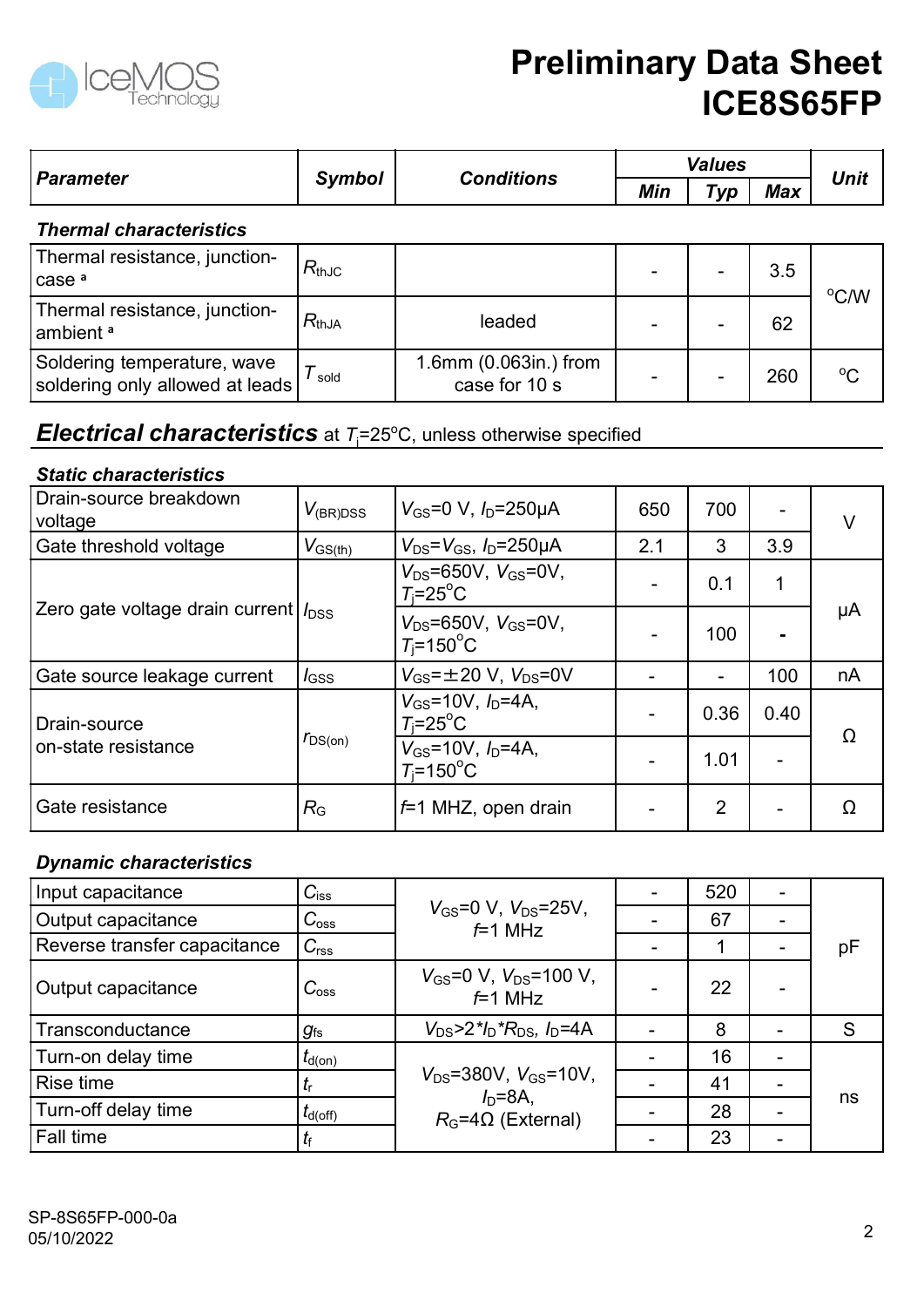# Preliminary Data Sheet ICE8S65FP

| Parameter | Symbol | Conditions | Values | | | Unit |
|---|---|---|---|---|---|---|
| | | | Min | Typ | Max | |
| ***Thermal characteristics*** | | | | | | |
| Thermal resistance, junction-case [a] | $R_{thJC}$ | | - | - | 3.5 | °C/W |
| Thermal resistance, junction-ambient [a] | $R_{thJA}$ | leaded | - | - | 62 | °C/W |
| Soldering temperature, wave soldering only allowed at leads | $T_{sold}$ | 1.6mm (0.063in.) from case for 10 s | - | - | 260 | °C |

## Electrical characteristics at $T_j$=25°C, unless otherwise specified

***Static characteristics***

| Parameter | Symbol | Conditions | Min | Typ | Max | Unit |
|---|---|---|---|---|---|---|
| Drain-source breakdown voltage | $V_{(BR)DSS}$ | $V_{GS}$=0 V, $I_D$=250μA | 650 | 700 | - | V |
| Gate threshold voltage | $V_{GS(th)}$ | $V_{DS}$=$V_{GS}$, $I_D$=250μA | 2.1 | 3 | 3.9 | V |
| Zero gate voltage drain current | $I_{DSS}$ | $V_{DS}$=650V, $V_{GS}$=0V, $T_j$=25°C | - | 0.1 | 1 | μA |
| | | $V_{DS}$=650V, $V_{GS}$=0V, $T_j$=150°C | - | 100 | - | μA |
| Gate source leakage current | $I_{GSS}$ | $V_{GS}$=±20 V, $V_{DS}$=0V | - | - | 100 | nA |
| Drain-source on-state resistance | $r_{DS(on)}$ | $V_{GS}$=10V, $I_D$=4A, $T_j$=25°C | - | 0.36 | 0.40 | Ω |
| | | $V_{GS}$=10V, $I_D$=4A, $T_j$=150°C | - | 1.01 | - | Ω |
| Gate resistance | $R_G$ | $f$=1 MHZ, open drain | - | 2 | - | Ω |

***Dynamic characteristics***

| Parameter | Symbol | Conditions | Min | Typ | Max | Unit |
|---|---|---|---|---|---|---|
| Input capacitance | $C_{iss}$ | $V_{GS}$=0 V, $V_{DS}$=25V, $f$=1 MHz | - | 520 | - | pF |
| Output capacitance | $C_{oss}$ | | - | 67 | - | pF |
| Reverse transfer capacitance | $C_{rss}$ | | - | 1 | - | pF |
| Output capacitance | $C_{oss}$ | $V_{GS}$=0 V, $V_{DS}$=100 V, $f$=1 MHz | - | 22 | - | pF |
| Transconductance | $g_{fs}$ | $V_{DS}$>2*$I_D$*$R_{DS}$, $I_D$=4A | - | 8 | - | S |
| Turn-on delay time | $t_{d(on)}$ | $V_{DS}$=380V, $V_{GS}$=10V, $I_D$=8A, $R_G$=4Ω (External) | - | 16 | - | ns |
| Rise time | $t_r$ | | - | 41 | - | ns |
| Turn-off delay time | $t_{d(off)}$ | | - | 28 | - | ns |
| Fall time | $t_f$ | | - | 23 | - | ns |

SP-8S65FP-000-0a
05/10/2022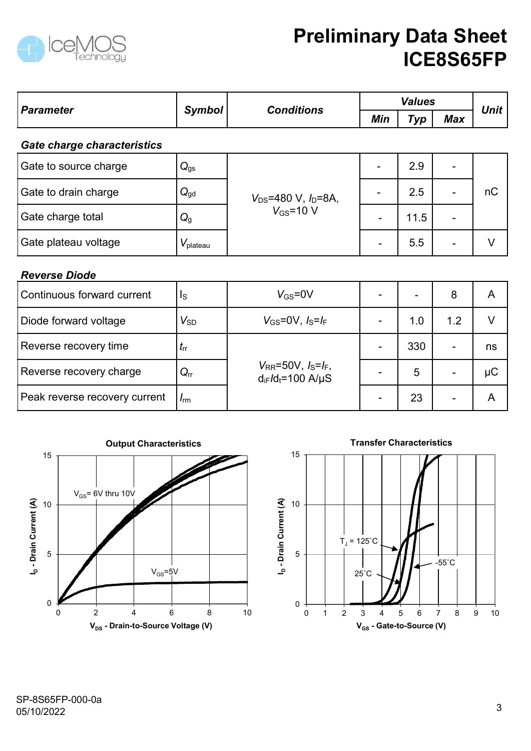| Parameter | Symbol | Conditions | Values | | | Unit |
|---|---|---|---|---|---|---|
| | | | Min | Typ | Max | |
| ***Gate charge characteristics*** | | | | | | |
| Gate to source charge | $Q_{gs}$ | $V_{DS}$=480 V, $I_D$=8A, $V_{GS}$=10 V | - | 2.9 | - | nC |
| Gate to drain charge | $Q_{gd}$ | | - | 2.5 | - | nC |
| Gate charge total | $Q_g$ | | - | 11.5 | - | nC |
| Gate plateau voltage | $V_{plateau}$ | | - | 5.5 | - | V |
| ***Reverse Diode*** | | | | | | |
| Continuous forward current | $I_S$ | $V_{GS}$=0V | - | - | 8 | A |
| Diode forward voltage | $V_{SD}$ | $V_{GS}$=0V, $I_S$=$I_F$ | - | 1.0 | 1.2 | V |
| Reverse recovery time | $t_{rr}$ | $V_{RR}$=50V, $I_S$=$I_F$, $d_{iF}/d_t$=100 A/μS | - | 330 | - | ns |
| Reverse recovery charge | $Q_{rr}$ | | - | 5 | - | μC |
| Peak reverse recovery current | $I_{rm}$ | | - | 23 | - | A |

**Output Characteristics**

**Transfer Characteristics**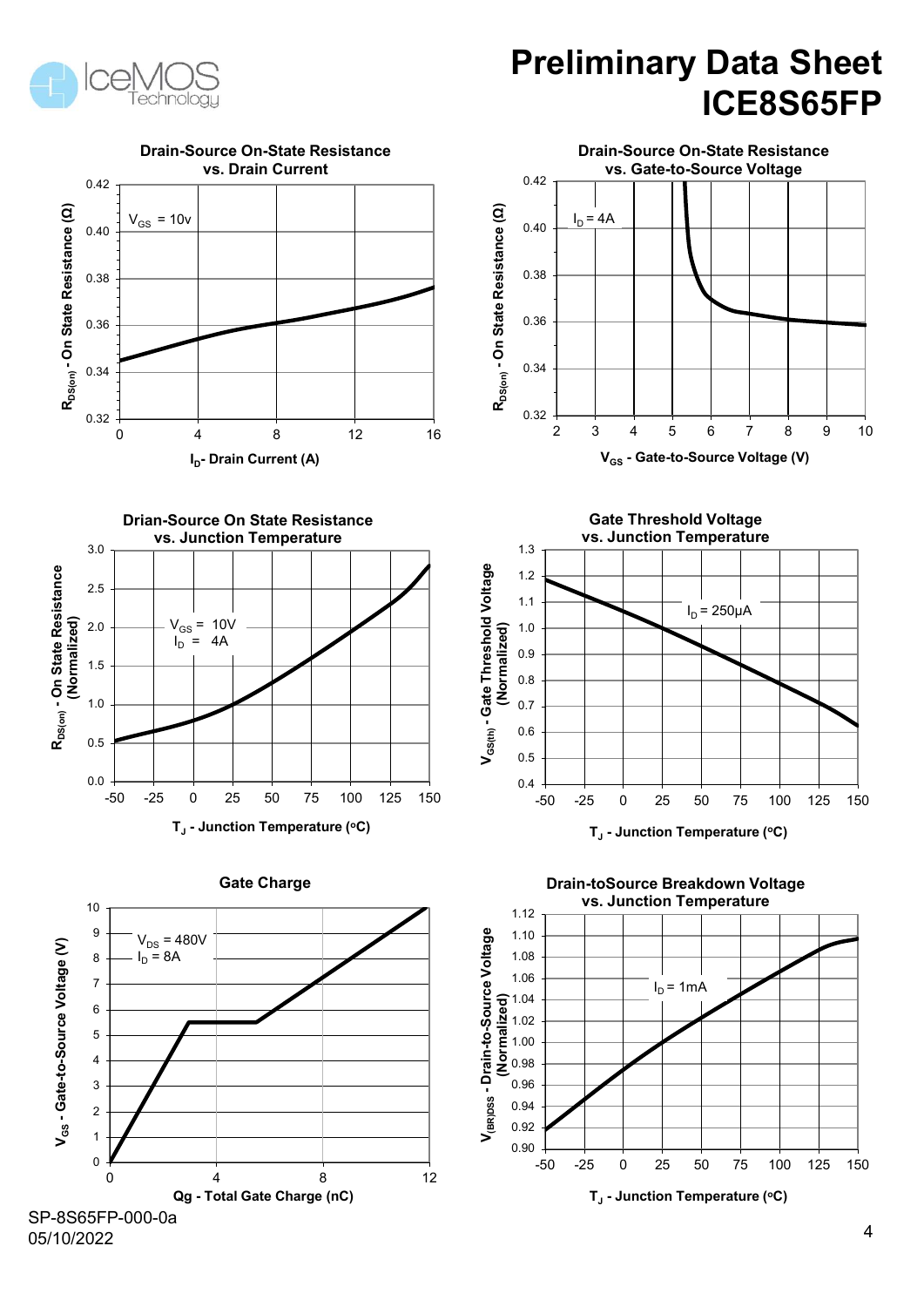**Drain-Source On-State Resistance vs. Drain Current**

$V_{GS}$ = 10v

$R_{DS(on)}$ - On State Resistance (Ω)

$I_D$- Drain Current (A)

**Drain-Source On-State Resistance vs. Gate-to-Source Voltage**

$I_D$ = 4A

$R_{DS(on)}$ - On State Resistance (Ω)

$V_{GS}$ - Gate-to-Source Voltage (V)

**Drian-Source On State Resistance vs. Junction Temperature**

$V_{GS}$ = 10V
$I_D$ = 4A

$R_{DS(on)}$ - On State Resistance (Normalized)

$T_J$ - Junction Temperature (°C)

**Gate Threshold Voltage vs. Junction Temperature**

$I_D$ = 250µA

$V_{GS(th)}$ - Gate Threshold Voltage (Normalized)

$T_J$ - Junction Temperature (°C)

**Gate Charge**

$V_{DS}$ = 480V
$I_D$ = 8A

$V_{GS}$ - Gate-to-Source Voltage (V)

Qg - Total Gate Charge (nC)

**Drain-toSource Breakdown Voltage vs. Junction Temperature**

$I_D$ = 1mA

$V_{(BR)DSS}$ - Drain-to-Source Voltage (Normalized)

$T_J$ - Junction Temperature (°C)

SP-8S65FP-000-0a
05/10/2022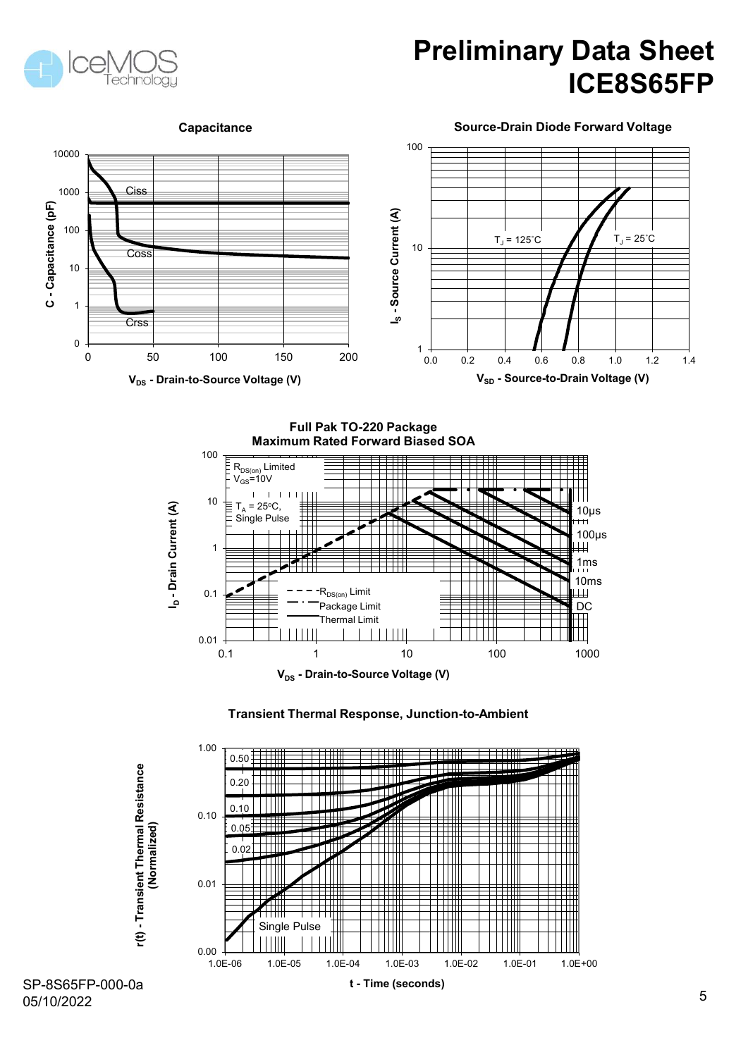**Capacitance**

C - Capacitance (pF)

Ciss

Coss

Crss

$V_{DS}$ - Drain-to-Source Voltage (V)

**Source-Drain Diode Forward Voltage**

$I_S$ - Source Current (A)

$T_J$ = 125˚C

$T_J$ = 25˚C

$V_{SD}$ - Source-to-Drain Voltage (V)

**Full Pak TO-220 Package**
**Maximum Rated Forward Biased SOA**

$R_{DS(on)}$ Limited
$V_{GS}$=10V

$T_A$ = 25ºC,
Single Pulse

10µs
100µs
1ms
10ms
DC

$R_{DS(on)}$ Limit
Package Limit
Thermal Limit

$I_D$ - Drain Current (A)

$V_{DS}$ - Drain-to-Source Voltage (V)

**Transient Thermal Response, Junction-to-Ambient**

r(t) - Transient Thermal Resistance (Normalized)

0.50
0.20
0.10
0.05
0.02
Single Pulse

t - Time (seconds)

SP-8S65FP-000-0a
05/10/2022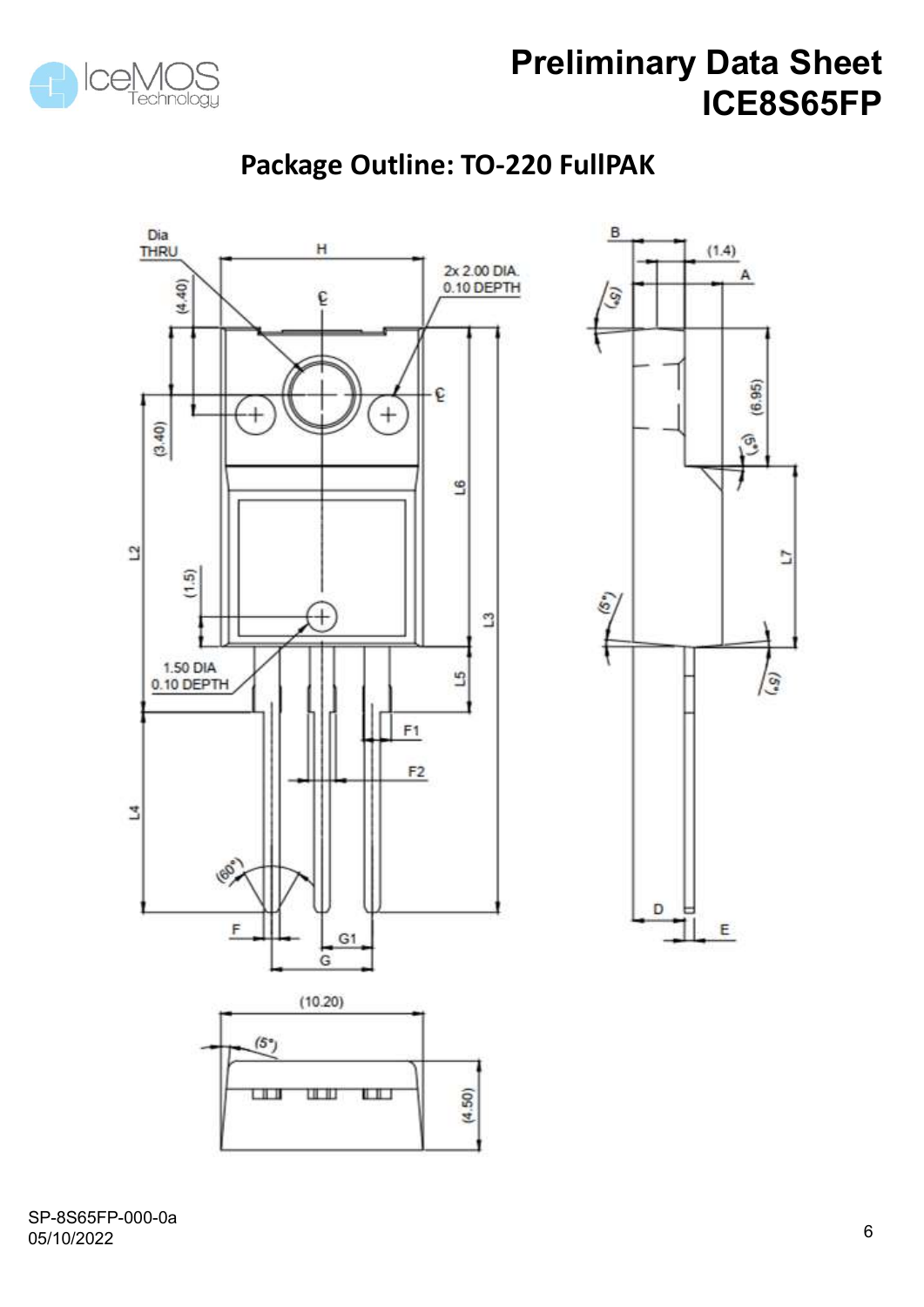## Package Outline: TO-220 FullPAK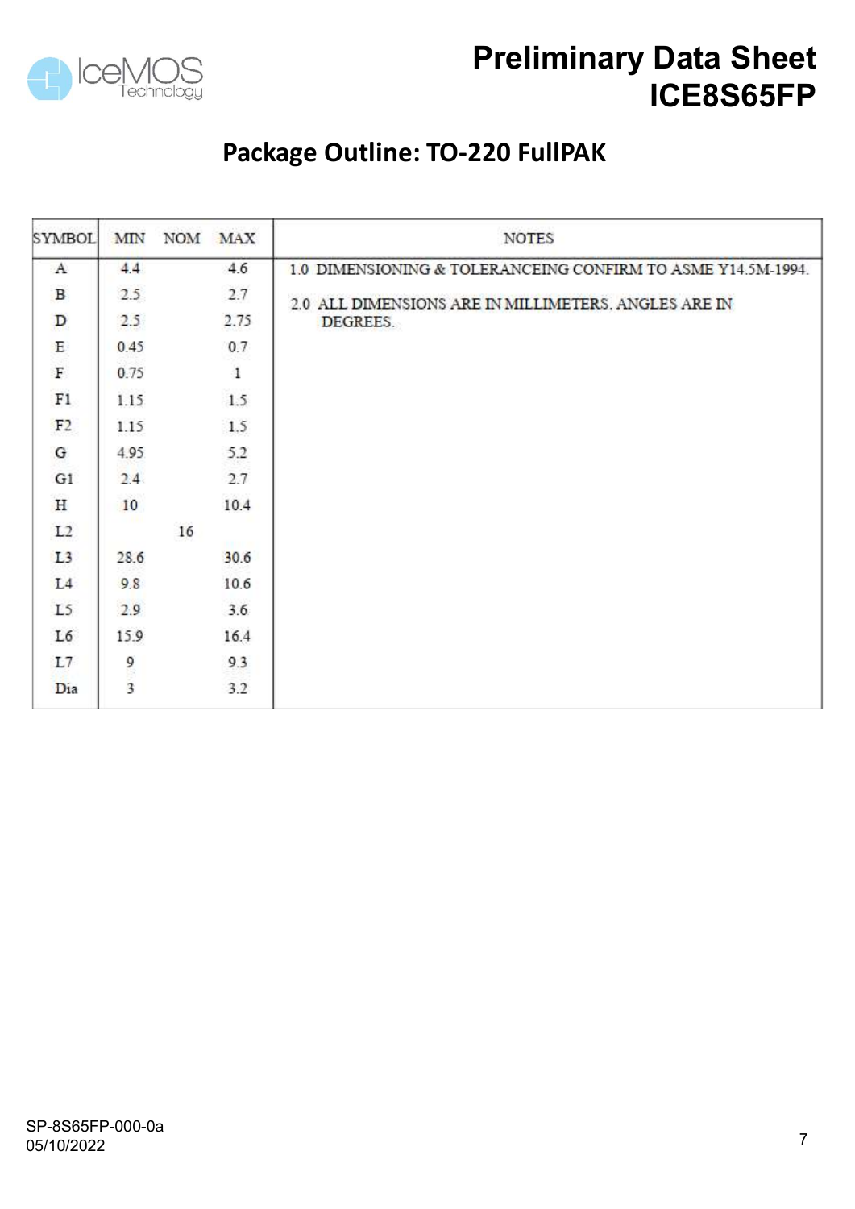## Package Outline: TO-220 FullPAK

| SYMBOL | MIN | NOM | MAX | NOTES |
|---|---|---|---|---|
| A | 4.4 | | 4.6 | 1.0 DIMENSIONING & TOLERANCEING CONFIRM TO ASME Y14.5M-1994. |
| B | 2.5 | | 2.7 | 2.0 ALL DIMENSIONS ARE IN MILLIMETERS. ANGLES ARE IN DEGREES. |
| D | 2.5 | | 2.75 | |
| E | 0.45 | | 0.7 | |
| F | 0.75 | | 1 | |
| F1 | 1.15 | | 1.5 | |
| F2 | 1.15 | | 1.5 | |
| G | 4.95 | | 5.2 | |
| G1 | 2.4 | | 2.7 | |
| H | 10 | | 10.4 | |
| L2 | | 16 | | |
| L3 | 28.6 | | 30.6 | |
| L4 | 9.8 | | 10.6 | |
| L5 | 2.9 | | 3.6 | |
| L6 | 15.9 | | 16.4 | |
| L7 | 9 | | 9.3 | |
| Dia | 3 | | 3.2 | |

SP-8S65FP-000-0a
05/10/2022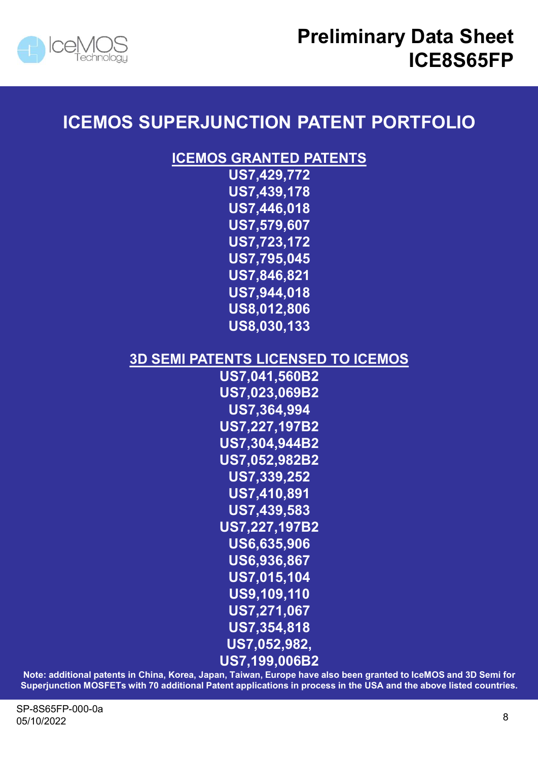# ICEMOS SUPERJUNCTION PATENT PORTFOLIO

## ICEMOS GRANTED PATENTS

US7,429,772
US7,439,178
US7,446,018
US7,579,607
US7,723,172
US7,795,045
US7,846,821
US7,944,018
US8,012,806
US8,030,133

## 3D SEMI PATENTS LICENSED TO ICEMOS

US7,041,560B2
US7,023,069B2
US7,364,994
US7,227,197B2
US7,304,944B2
US7,052,982B2
US7,339,252
US7,410,891
US7,439,583
US7,227,197B2
US6,635,906
US6,936,867
US7,015,104
US9,109,110
US7,271,067
US7,354,818
US7,052,982,
US7,199,006B2

**Note: additional patents in China, Korea, Japan, Taiwan, Europe have also been granted to IceMOS and 3D Semi for Superjunction MOSFETs with 70 additional Patent applications in process in the USA and the above listed countries.**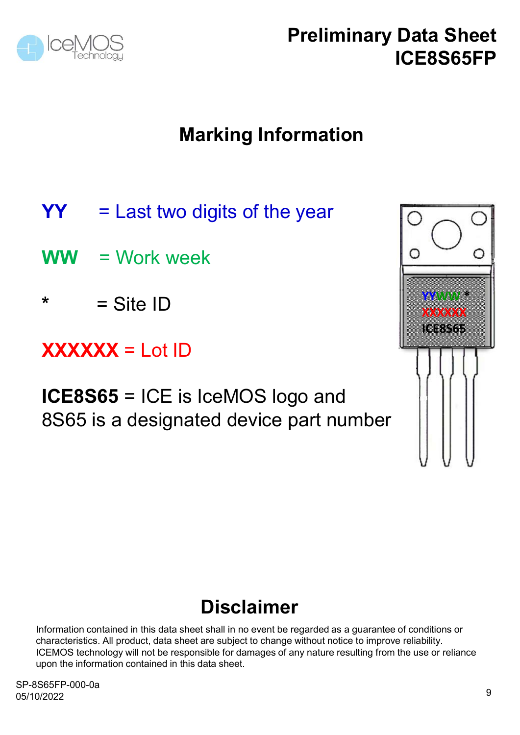## Marking Information

**YY** = Last two digits of the year

**WW** = Work week

* = Site ID

**XXXXXX** = Lot ID

**ICE8S65** = ICE is IceMOS logo and 8S65 is a designated device part number

YYWW *
XXXXXX
ICE8S65

## Disclaimer

Information contained in this data sheet shall in no event be regarded as a guarantee of conditions or characteristics. All product, data sheet are subject to change without notice to improve reliability. ICEMOS technology will not be responsible for damages of any nature resulting from the use or reliance upon the information contained in this data sheet.

SP-8S65FP-000-0a
05/10/2022